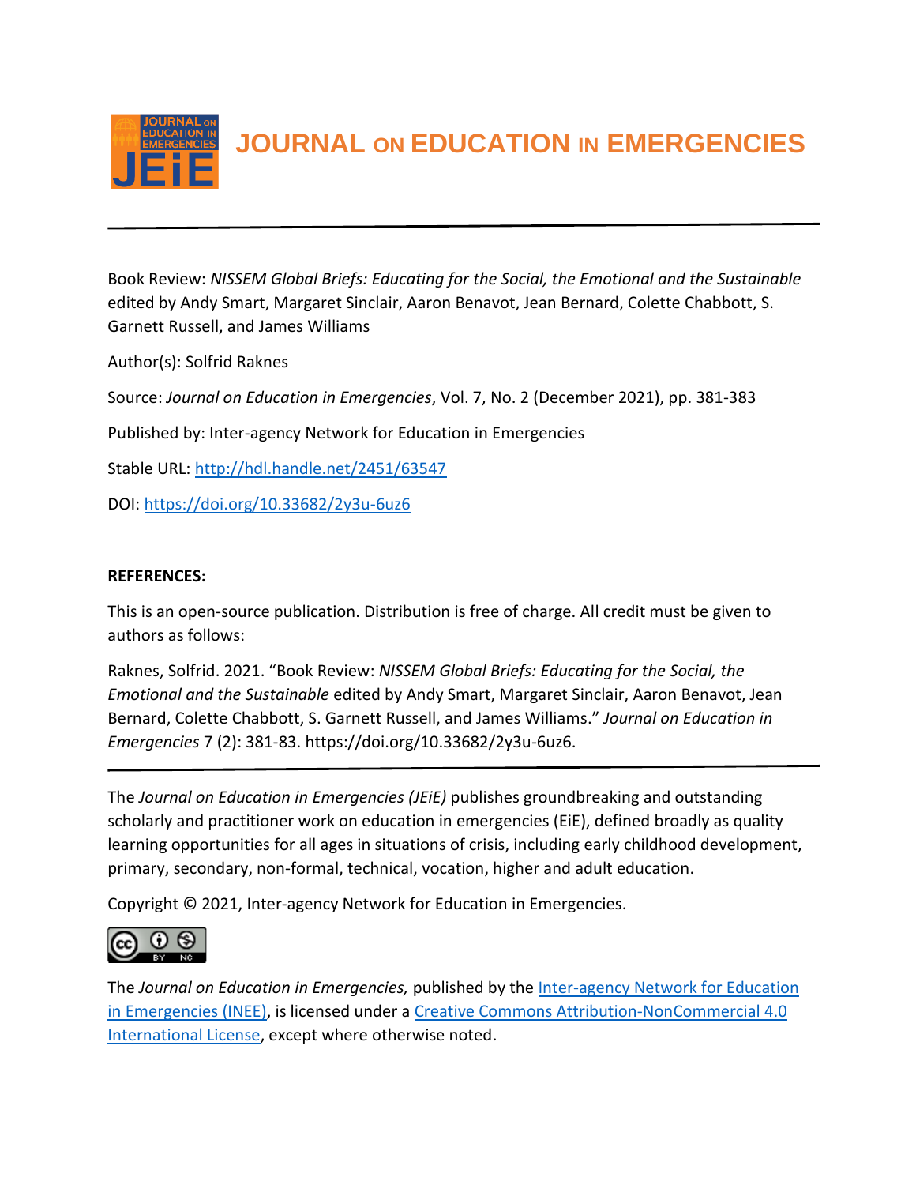# JOURNAL ON EDUCATION IN EMERGENCIES

---

Book Review: *NISSEM Global Briefs: Educating for the Social, the Emotional and the Sustainable* edited by Andy Smart, Margaret Sinclair, Aaron Benavot, Jean Bernard, Colette Chabbott, S. Garnett Russell, and James Williams

Author(s): Solfrid Raknes

Source: *Journal on Education in Emergencies*, Vol. 7, No. 2 (December 2021), pp. 381-383

Published by: Inter-agency Network for Education in Emergencies

Stable URL: [http://hdl.handle.net/2451/63547](http://hdl.handle.net/2451/63547)

DOI: [https://doi.org/10.33682/2y3u-6uz6](https://doi.org/10.33682/2y3u-6uz6)

**REFERENCES:**

This is an open-source publication. Distribution is free of charge. All credit must be given to authors as follows:

Raknes, Solfrid. 2021. "Book Review: *NISSEM Global Briefs: Educating for the Social, the Emotional and the Sustainable* edited by Andy Smart, Margaret Sinclair, Aaron Benavot, Jean Bernard, Colette Chabbott, S. Garnett Russell, and James Williams." *Journal on Education in Emergencies* 7 (2): 381-83. https://doi.org/10.33682/2y3u-6uz6.

---

The *Journal on Education in Emergencies (JEiE)* publishes groundbreaking and outstanding scholarly and practitioner work on education in emergencies (EiE), defined broadly as quality learning opportunities for all ages in situations of crisis, including early childhood development, primary, secondary, non-formal, technical, vocation, higher and adult education.

Copyright © 2021, Inter-agency Network for Education in Emergencies.

The *Journal on Education in Emergencies,* published by the [Inter-agency Network for Education in Emergencies (INEE)](), is licensed under a [Creative Commons Attribution-NonCommercial 4.0 International License](), except where otherwise noted.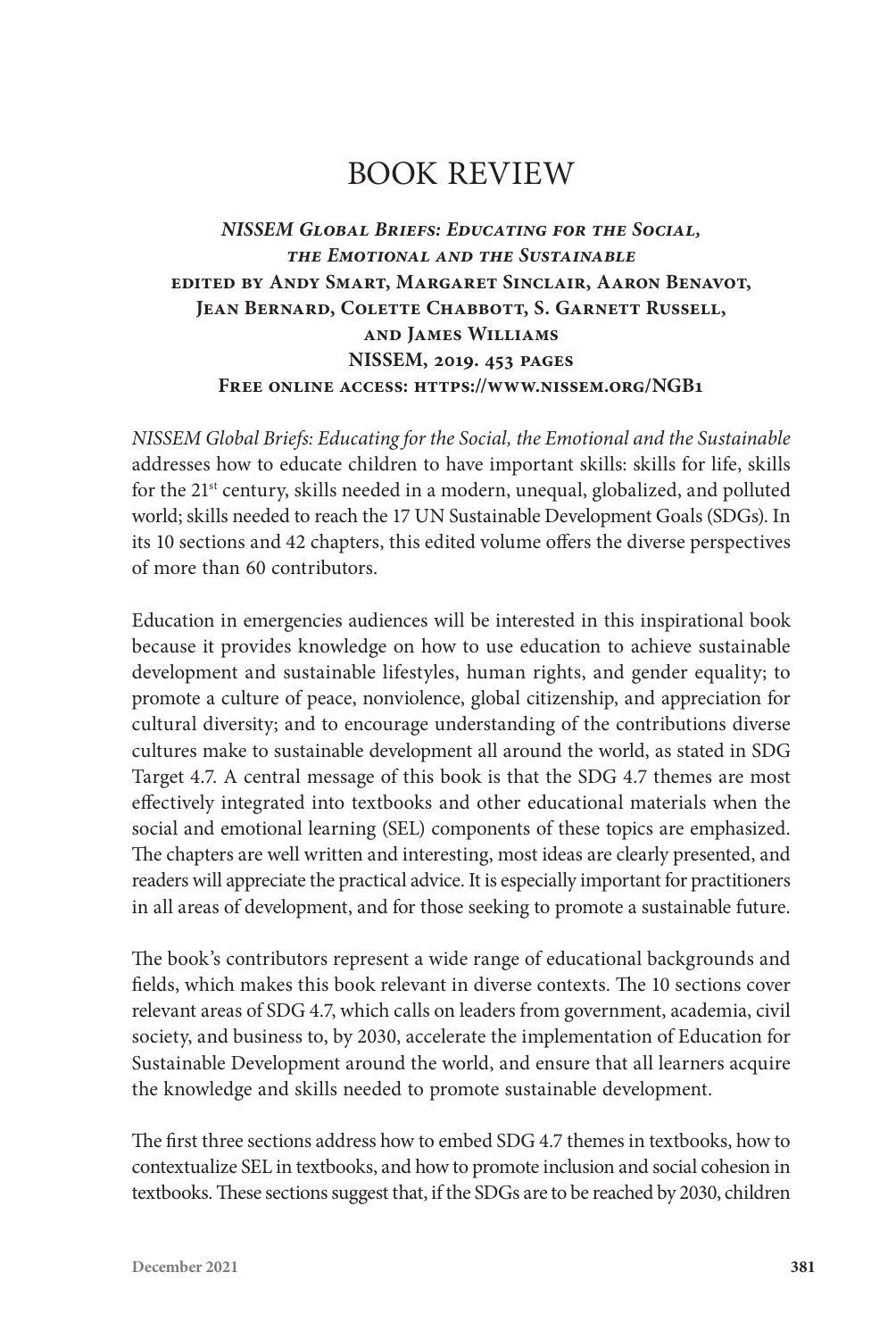# BOOK REVIEW

***NISSEM Global Briefs: Educating for the Social, the Emotional and the Sustainable***
**edited by Andy Smart, Margaret Sinclair, Aaron Benavot, Jean Bernard, Colette Chabbott, S. Garnett Russell, and James Williams**
**NISSEM, 2019. 453 pages**
**Free online access: https://www.nissem.org/NGB1**

*NISSEM Global Briefs: Educating for the Social, the Emotional and the Sustainable* addresses how to educate children to have important skills: skills for life, skills for the 21st century, skills needed in a modern, unequal, globalized, and polluted world; skills needed to reach the 17 UN Sustainable Development Goals (SDGs). In its 10 sections and 42 chapters, this edited volume offers the diverse perspectives of more than 60 contributors.

Education in emergencies audiences will be interested in this inspirational book because it provides knowledge on how to use education to achieve sustainable development and sustainable lifestyles, human rights, and gender equality; to promote a culture of peace, nonviolence, global citizenship, and appreciation for cultural diversity; and to encourage understanding of the contributions diverse cultures make to sustainable development all around the world, as stated in SDG Target 4.7. A central message of this book is that the SDG 4.7 themes are most effectively integrated into textbooks and other educational materials when the social and emotional learning (SEL) components of these topics are emphasized. The chapters are well written and interesting, most ideas are clearly presented, and readers will appreciate the practical advice. It is especially important for practitioners in all areas of development, and for those seeking to promote a sustainable future.

The book's contributors represent a wide range of educational backgrounds and fields, which makes this book relevant in diverse contexts. The 10 sections cover relevant areas of SDG 4.7, which calls on leaders from government, academia, civil society, and business to, by 2030, accelerate the implementation of Education for Sustainable Development around the world, and ensure that all learners acquire the knowledge and skills needed to promote sustainable development.

The first three sections address how to embed SDG 4.7 themes in textbooks, how to contextualize SEL in textbooks, and how to promote inclusion and social cohesion in textbooks. These sections suggest that, if the SDGs are to be reached by 2030, children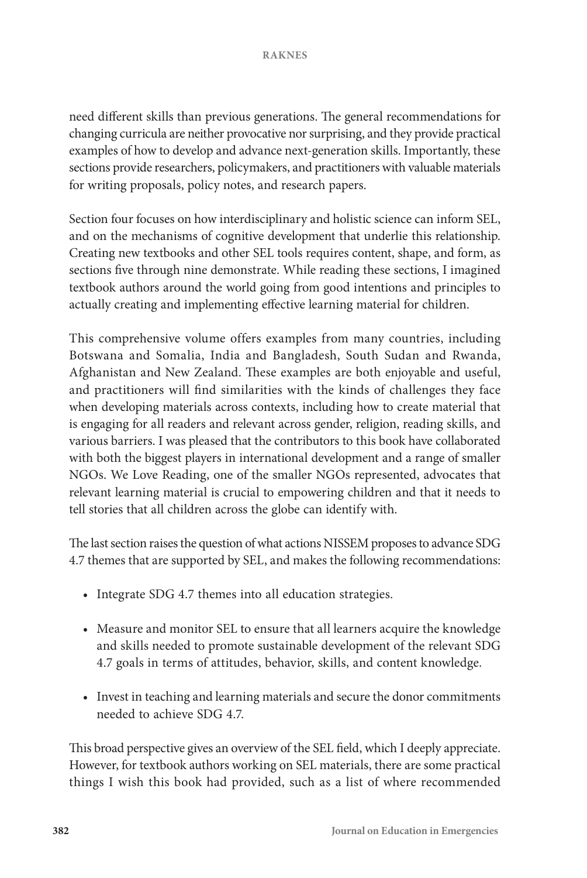need different skills than previous generations. The general recommendations for changing curricula are neither provocative nor surprising, and they provide practical examples of how to develop and advance next-generation skills. Importantly, these sections provide researchers, policymakers, and practitioners with valuable materials for writing proposals, policy notes, and research papers.

Section four focuses on how interdisciplinary and holistic science can inform SEL, and on the mechanisms of cognitive development that underlie this relationship. Creating new textbooks and other SEL tools requires content, shape, and form, as sections five through nine demonstrate. While reading these sections, I imagined textbook authors around the world going from good intentions and principles to actually creating and implementing effective learning material for children.

This comprehensive volume offers examples from many countries, including Botswana and Somalia, India and Bangladesh, South Sudan and Rwanda, Afghanistan and New Zealand. These examples are both enjoyable and useful, and practitioners will find similarities with the kinds of challenges they face when developing materials across contexts, including how to create material that is engaging for all readers and relevant across gender, religion, reading skills, and various barriers. I was pleased that the contributors to this book have collaborated with both the biggest players in international development and a range of smaller NGOs. We Love Reading, one of the smaller NGOs represented, advocates that relevant learning material is crucial to empowering children and that it needs to tell stories that all children across the globe can identify with.

The last section raises the question of what actions NISSEM proposes to advance SDG 4.7 themes that are supported by SEL, and makes the following recommendations:

- Integrate SDG 4.7 themes into all education strategies.
- Measure and monitor SEL to ensure that all learners acquire the knowledge and skills needed to promote sustainable development of the relevant SDG 4.7 goals in terms of attitudes, behavior, skills, and content knowledge.
- Invest in teaching and learning materials and secure the donor commitments needed to achieve SDG 4.7.

This broad perspective gives an overview of the SEL field, which I deeply appreciate. However, for textbook authors working on SEL materials, there are some practical things I wish this book had provided, such as a list of where recommended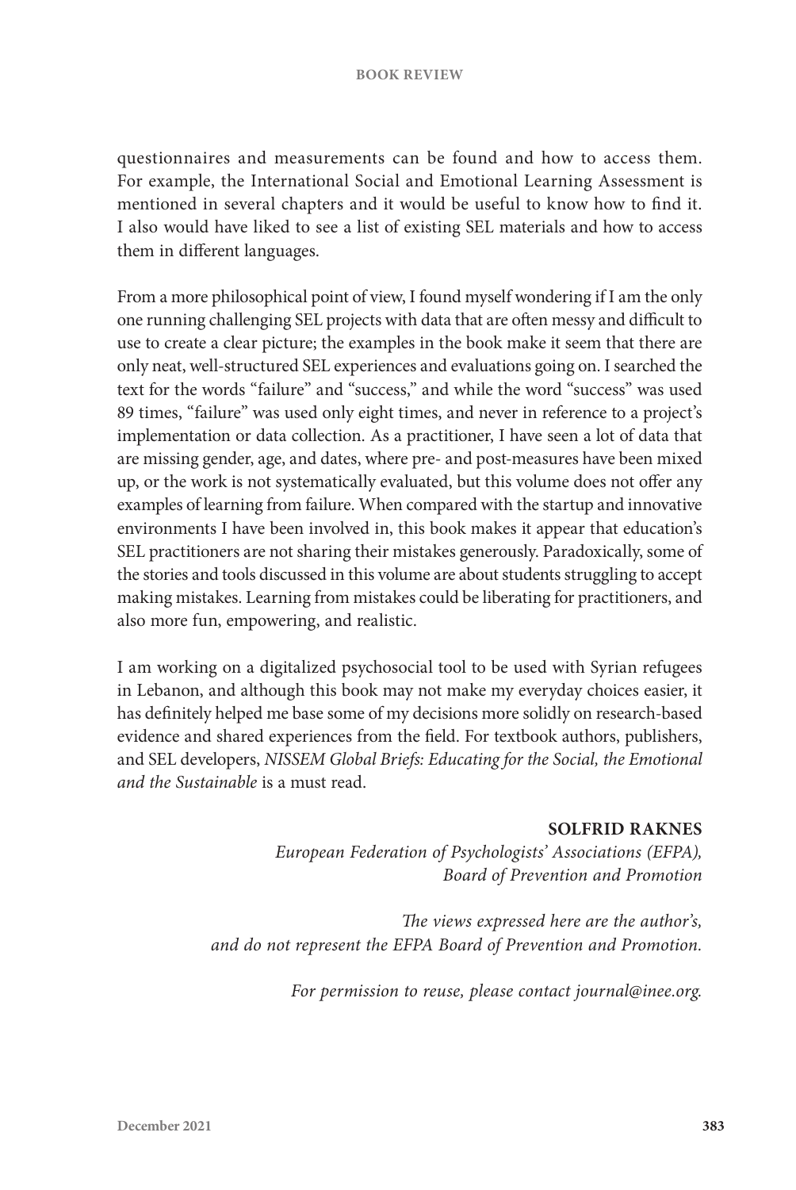questionnaires and measurements can be found and how to access them. For example, the International Social and Emotional Learning Assessment is mentioned in several chapters and it would be useful to know how to find it. I also would have liked to see a list of existing SEL materials and how to access them in different languages.

From a more philosophical point of view, I found myself wondering if I am the only one running challenging SEL projects with data that are often messy and difficult to use to create a clear picture; the examples in the book make it seem that there are only neat, well-structured SEL experiences and evaluations going on. I searched the text for the words "failure" and "success," and while the word "success" was used 89 times, "failure" was used only eight times, and never in reference to a project's implementation or data collection. As a practitioner, I have seen a lot of data that are missing gender, age, and dates, where pre- and post-measures have been mixed up, or the work is not systematically evaluated, but this volume does not offer any examples of learning from failure. When compared with the startup and innovative environments I have been involved in, this book makes it appear that education's SEL practitioners are not sharing their mistakes generously. Paradoxically, some of the stories and tools discussed in this volume are about students struggling to accept making mistakes. Learning from mistakes could be liberating for practitioners, and also more fun, empowering, and realistic.

I am working on a digitalized psychosocial tool to be used with Syrian refugees in Lebanon, and although this book may not make my everyday choices easier, it has definitely helped me base some of my decisions more solidly on research-based evidence and shared experiences from the field. For textbook authors, publishers, and SEL developers, *NISSEM Global Briefs: Educating for the Social, the Emotional and the Sustainable* is a must read.

**SOLFRID RAKNES**
*European Federation of Psychologists' Associations (EFPA), Board of Prevention and Promotion*

*The views expressed here are the author's, and do not represent the EFPA Board of Prevention and Promotion.*

*For permission to reuse, please contact journal@inee.org.*